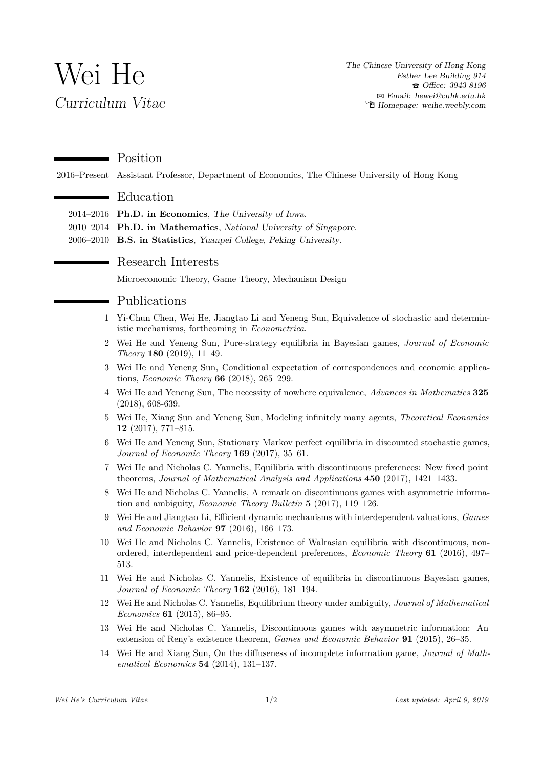# Wei He

*Curriculum Vitae*

*The Chinese University of Hong Kong*
*Esther Lee Building 914*
☎ *Office: 3943 8196*
✉ *Email: hewei@cuhk.edu.hk*
*Homepage: weihe.weebly.com*

## Position

2016–Present Assistant Professor, Department of Economics, The Chinese University of Hong Kong

## Education

2014–2016 **Ph.D. in Economics**, *The University of Iowa.*

2010–2014 **Ph.D. in Mathematics**, *National University of Singapore.*

2006–2010 **B.S. in Statistics**, *Yuanpei College, Peking University.*

## Research Interests

Microeconomic Theory, Game Theory, Mechanism Design

## Publications

1. Yi-Chun Chen, Wei He, Jiangtao Li and Yeneng Sun, Equivalence of stochastic and deterministic mechanisms, forthcoming in *Econometrica*.
2. Wei He and Yeneng Sun, Pure-strategy equilibria in Bayesian games, *Journal of Economic Theory* **180** (2019), 11–49.
3. Wei He and Yeneng Sun, Conditional expectation of correspondences and economic applications, *Economic Theory* **66** (2018), 265–299.
4. Wei He and Yeneng Sun, The necessity of nowhere equivalence, *Advances in Mathematics* **325** (2018), 608-639.
5. Wei He, Xiang Sun and Yeneng Sun, Modeling infinitely many agents, *Theoretical Economics* **12** (2017), 771–815.
6. Wei He and Yeneng Sun, Stationary Markov perfect equilibria in discounted stochastic games, *Journal of Economic Theory* **169** (2017), 35–61.
7. Wei He and Nicholas C. Yannelis, Equilibria with discontinuous preferences: New fixed point theorems, *Journal of Mathematical Analysis and Applications* **450** (2017), 1421–1433.
8. Wei He and Nicholas C. Yannelis, A remark on discontinuous games with asymmetric information and ambiguity, *Economic Theory Bulletin* **5** (2017), 119–126.
9. Wei He and Jiangtao Li, Efficient dynamic mechanisms with interdependent valuations, *Games and Economic Behavior* **97** (2016), 166–173.
10. Wei He and Nicholas C. Yannelis, Existence of Walrasian equilibria with discontinuous, non-ordered, interdependent and price-dependent preferences, *Economic Theory* **61** (2016), 497–513.
11. Wei He and Nicholas C. Yannelis, Existence of equilibria in discontinuous Bayesian games, *Journal of Economic Theory* **162** (2016), 181–194.
12. Wei He and Nicholas C. Yannelis, Equilibrium theory under ambiguity, *Journal of Mathematical Economics* **61** (2015), 86–95.
13. Wei He and Nicholas C. Yannelis, Discontinuous games with asymmetric information: An extension of Reny's existence theorem, *Games and Economic Behavior* **91** (2015), 26–35.
14. Wei He and Xiang Sun, On the diffuseness of incomplete information game, *Journal of Mathematical Economics* **54** (2014), 131–137.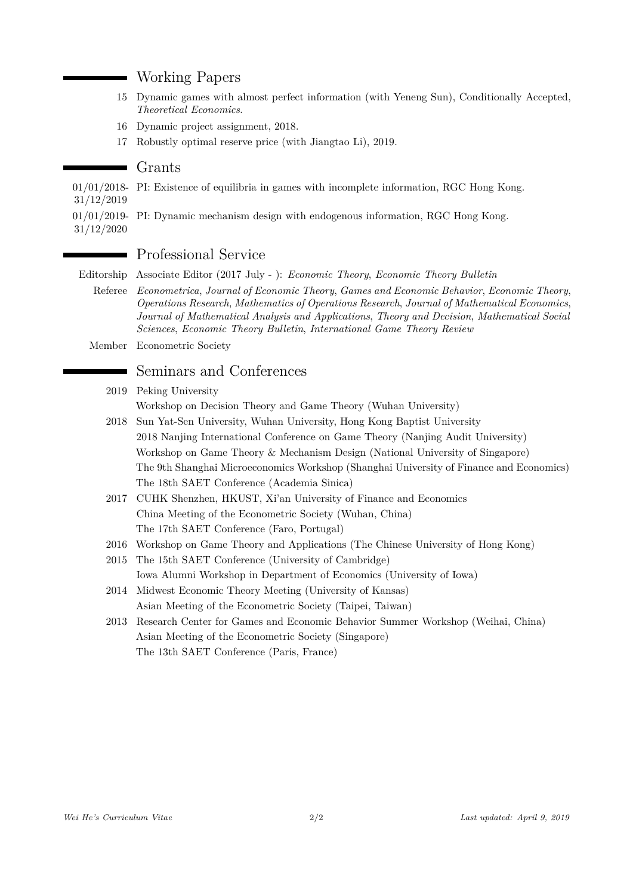## Working Papers

15 Dynamic games with almost perfect information (with Yeneng Sun), Conditionally Accepted, *Theoretical Economics*.

16 Dynamic project assignment, 2018.

17 Robustly optimal reserve price (with Jiangtao Li), 2019.

## Grants

01/01/2018-31/12/2019 PI: Existence of equilibria in games with incomplete information, RGC Hong Kong.

01/01/2019-31/12/2020 PI: Dynamic mechanism design with endogenous information, RGC Hong Kong.

## Professional Service

**Editorship** Associate Editor (2017 July - ): *Economic Theory*, *Economic Theory Bulletin*

**Referee** *Econometrica*, *Journal of Economic Theory*, *Games and Economic Behavior*, *Economic Theory*, *Operations Research*, *Mathematics of Operations Research*, *Journal of Mathematical Economics*, *Journal of Mathematical Analysis and Applications*, *Theory and Decision*, *Mathematical Social Sciences*, *Economic Theory Bulletin*, *International Game Theory Review*

**Member** Econometric Society

## Seminars and Conferences

**2019**
- Peking University
- Workshop on Decision Theory and Game Theory (Wuhan University)

**2018**
- Sun Yat-Sen University, Wuhan University, Hong Kong Baptist University
- 2018 Nanjing International Conference on Game Theory (Nanjing Audit University)
- Workshop on Game Theory & Mechanism Design (National University of Singapore)
- The 9th Shanghai Microeconomics Workshop (Shanghai University of Finance and Economics)
- The 18th SAET Conference (Academia Sinica)

**2017**
- CUHK Shenzhen, HKUST, Xi'an University of Finance and Economics
- China Meeting of the Econometric Society (Wuhan, China)
- The 17th SAET Conference (Faro, Portugal)

**2016**
- Workshop on Game Theory and Applications (The Chinese University of Hong Kong)

**2015**
- The 15th SAET Conference (University of Cambridge)
- Iowa Alumni Workshop in Department of Economics (University of Iowa)

**2014**
- Midwest Economic Theory Meeting (University of Kansas)
- Asian Meeting of the Econometric Society (Taipei, Taiwan)

**2013**
- Research Center for Games and Economic Behavior Summer Workshop (Weihai, China)
- Asian Meeting of the Econometric Society (Singapore)
- The 13th SAET Conference (Paris, France)